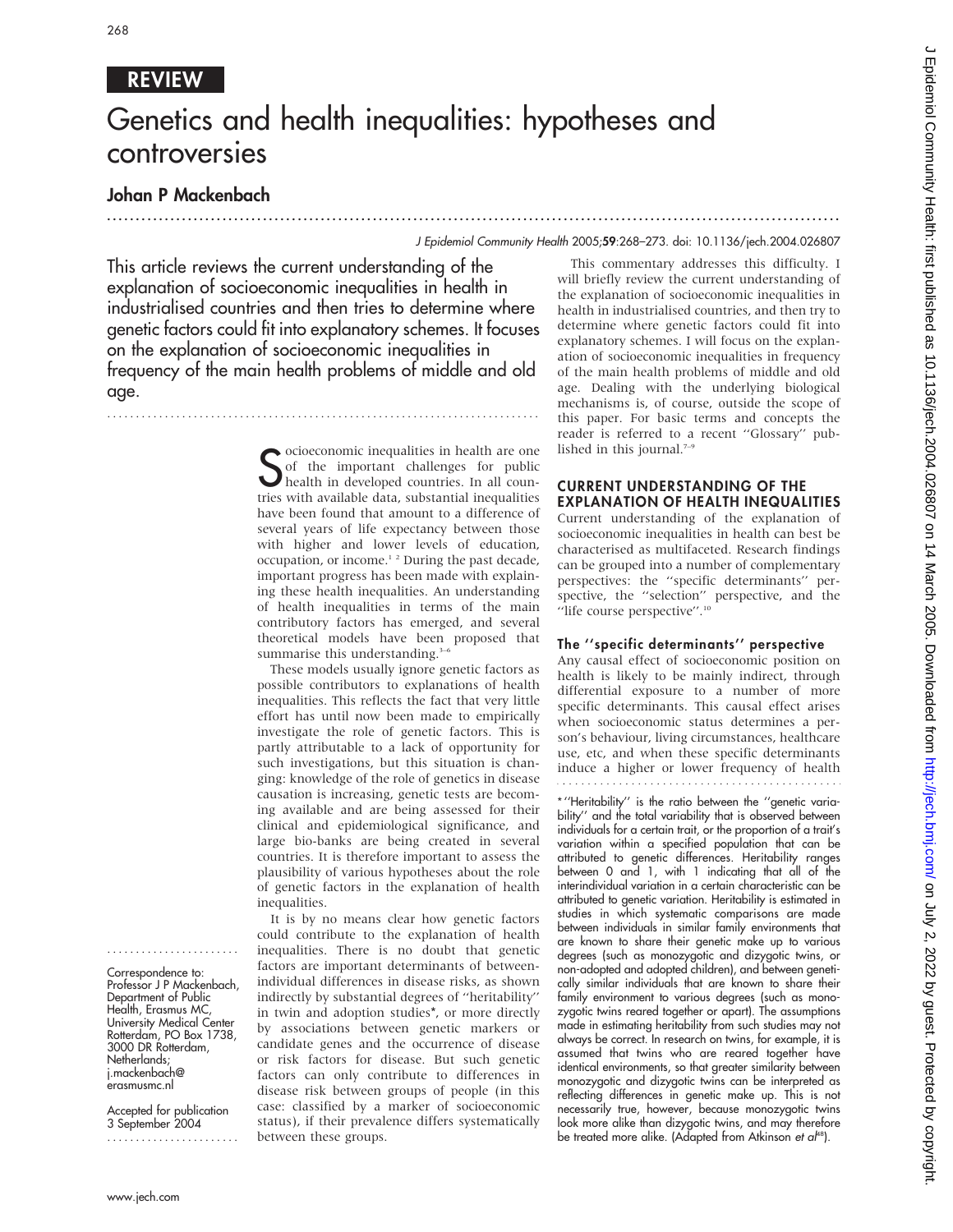REVIEW

# Genetics and health inequalities: hypotheses and controversies

## Johan P Mackenbach

J Epidemiol Community Health 2005;59:268–273. doi: 10.1136/jech.2004.026807

**This article reviews the current understanding of the explanation of socioeconomic inequalities in health in industrialised countries and then tries to determine where genetic factors could fit into explanatory schemes. It focuses on the explanation of socioeconomic inequalities in frequency of the main health problems of middle and old age.**

Socioeconomic inequalities in health are one of the important challenges for public health in developed countries. In all countries with available data, substantial inequalities have been found that amount to a difference of several years of life expectancy between those with higher and lower levels of education, occupation, or income.[1 2] During the past decade, important progress has been made with explaining these health inequalities. An understanding of health inequalities in terms of the main contributory factors has emerged, and several theoretical models have been proposed that summarise this understanding.[3–6]

These models usually ignore genetic factors as possible contributors to explanations of health inequalities. This reflects the fact that very little effort has until now been made to empirically investigate the role of genetic factors. This is partly attributable to a lack of opportunity for such investigations, but this situation is changing: knowledge of the role of genetics in disease causation is increasing, genetic tests are becoming available and are being assessed for their clinical and epidemiological significance, and large bio-banks are being created in several countries. It is therefore important to assess the plausibility of various hypotheses about the role of genetic factors in the explanation of health inequalities.

It is by no means clear how genetic factors could contribute to the explanation of health inequalities. There is no doubt that genetic factors are important determinants of between-individual differences in disease risks, as shown indirectly by substantial degrees of ''heritability'' in twin and adoption studies*, or more directly by associations between genetic markers or candidate genes and the occurrence of disease or risk factors for disease. But such genetic factors can only contribute to differences in disease risk between groups of people (in this case: classified by a marker of socioeconomic status), if their prevalence differs systematically between these groups.

This commentary addresses this difficulty. I will briefly review the current understanding of the explanation of socioeconomic inequalities in health in industrialised countries, and then try to determine where genetic factors could fit into explanatory schemes. I will focus on the explanation of socioeconomic inequalities in frequency of the main health problems of middle and old age. Dealing with the underlying biological mechanisms is, of course, outside the scope of this paper. For basic terms and concepts the reader is referred to a recent ''Glossary'' published in this journal.[7–9]

## CURRENT UNDERSTANDING OF THE EXPLANATION OF HEALTH INEQUALITIES

Current understanding of the explanation of socioeconomic inequalities in health can best be characterised as multifaceted. Research findings can be grouped into a number of complementary perspectives: the ''specific determinants'' perspective, the ''selection'' perspective, and the ''life course perspective''.[10]

### The ''specific determinants'' perspective

Any causal effect of socioeconomic position on health is likely to be mainly indirect, through differential exposure to a number of more specific determinants. This causal effect arises when socioeconomic status determines a person's behaviour, living circumstances, healthcare use, etc, and when these specific determinants induce a higher or lower frequency of health

\* ''Heritability'' is the ratio between the ''genetic variability'' and the total variability that is observed between individuals for a certain trait, or the proportion of a trait's variation within a specified population that can be attributed to genetic differences. Heritability ranges between 0 and 1, with 1 indicating that all of the interindividual variation in a certain characteristic can be attributed to genetic variation. Heritability is estimated in studies in which systematic comparisons are made between individuals in similar family environments that are known to share their genetic make up to various degrees (such as monozygotic and dizygotic twins, or non-adopted and adopted children), and between genetically similar individuals that are known to share their family environment to various degrees (such as monozygotic twins reared together or apart). The assumptions made in estimating heritability from such studies may not always be correct. In research on twins, for example, it is assumed that twins who are reared together have identical environments, so that greater similarity between monozygotic and dizygotic twins can be interpreted as reflecting differences in genetic make up. This is not necessarily true, however, because monozygotic twins look more alike than dizygotic twins, and may therefore be treated more alike. (Adapted from Atkinson *et al*[48]).

Correspondence to: Professor J P Mackenbach, Department of Public Health, Erasmus MC, University Medical Center Rotterdam, PO Box 1738, 3000 DR Rotterdam, Netherlands; j.mackenbach@erasmusmc.nl

Accepted for publication 3 September 2004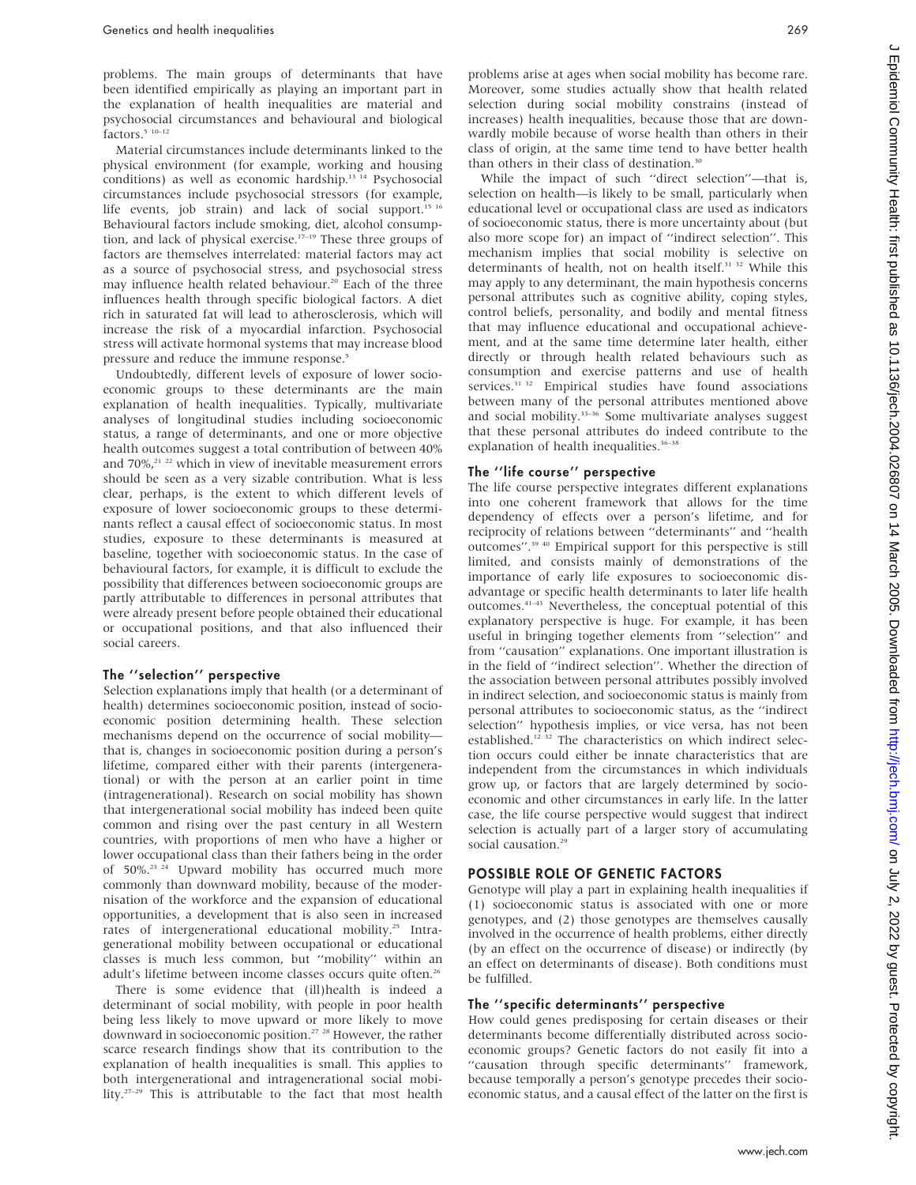problems. The main groups of determinants that have been identified empirically as playing an important part in the explanation of health inequalities are material and psychosocial circumstances and behavioural and biological factors.[5 10–12]

Material circumstances include determinants linked to the physical environment (for example, working and housing conditions) as well as economic hardship.[13 14] Psychosocial circumstances include psychosocial stressors (for example, life events, job strain) and lack of social support.[15 16] Behavioural factors include smoking, diet, alcohol consumption, and lack of physical exercise.[17–19] These three groups of factors are themselves interrelated: material factors may act as a source of psychosocial stress, and psychosocial stress may influence health related behaviour.[20] Each of the three influences health through specific biological factors. A diet rich in saturated fat will lead to atherosclerosis, which will increase the risk of a myocardial infarction. Psychosocial stress will activate hormonal systems that may increase blood pressure and reduce the immune response.[5]

Undoubtedly, different levels of exposure of lower socioeconomic groups to these determinants are the main explanation of health inequalities. Typically, multivariate analyses of longitudinal studies including socioeconomic status, a range of determinants, and one or more objective health outcomes suggest a total contribution of between 40% and 70%,[21 22] which in view of inevitable measurement errors should be seen as a very sizable contribution. What is less clear, perhaps, is the extent to which different levels of exposure of lower socioeconomic groups to these determinants reflect a causal effect of socioeconomic status. In most studies, exposure to these determinants is measured at baseline, together with socioeconomic status. In the case of behavioural factors, for example, it is difficult to exclude the possibility that differences between socioeconomic groups are partly attributable to differences in personal attributes that were already present before people obtained their educational or occupational positions, and that also influenced their social careers.

### The ''selection'' perspective

Selection explanations imply that health (or a determinant of health) determines socioeconomic position, instead of socioeconomic position determining health. These selection mechanisms depend on the occurrence of social mobility—that is, changes in socioeconomic position during a person's lifetime, compared either with their parents (intergenerational) or with the person at an earlier point in time (intragenerational). Research on social mobility has shown that intergenerational social mobility has indeed been quite common and rising over the past century in all Western countries, with proportions of men who have a higher or lower occupational class than their fathers being in the order of 50%.[23 24] Upward mobility has occurred much more commonly than downward mobility, because of the modernisation of the workforce and the expansion of educational opportunities, a development that is also seen in increased rates of intergenerational educational mobility.[25] Intragenerational mobility between occupational or educational classes is much less common, but ''mobility'' within an adult's lifetime between income classes occurs quite often.[26]

There is some evidence that (ill)health is indeed a determinant of social mobility, with people in poor health being less likely to move upward or more likely to move downward in socioeconomic position.[27 28] However, the rather scarce research findings show that its contribution to the explanation of health inequalities is small. This applies to both intergenerational and intragenerational social mobility.[27–29] This is attributable to the fact that most health problems arise at ages when social mobility has become rare. Moreover, some studies actually show that health related selection during social mobility constrains (instead of increases) health inequalities, because those that are downwardly mobile because of worse health than others in their class of origin, at the same time tend to have better health than others in their class of destination.[30]

While the impact of such ''direct selection''—that is, selection on health—is likely to be small, particularly when educational level or occupational class are used as indicators of socioeconomic status, there is more uncertainty about (but also more scope for) an impact of ''indirect selection''. This mechanism implies that social mobility is selective on determinants of health, not on health itself.[31 32] While this may apply to any determinant, the main hypothesis concerns personal attributes such as cognitive ability, coping styles, control beliefs, personality, and bodily and mental fitness that may influence educational and occupational achievement, and at the same time determine later health, either directly or through health related behaviours such as consumption and exercise patterns and use of health services.[31 32] Empirical studies have found associations between many of the personal attributes mentioned above and social mobility.[33–36] Some multivariate analyses suggest that these personal attributes do indeed contribute to the explanation of health inequalities.[36–38]

### The ''life course'' perspective

The life course perspective integrates different explanations into one coherent framework that allows for the time dependency of effects over a person's lifetime, and for reciprocity of relations between ''determinants'' and ''health outcomes''.[39 40] Empirical support for this perspective is still limited, and consists mainly of demonstrations of the importance of early life exposures to socioeconomic disadvantage or specific health determinants to later life health outcomes.[41–43] Nevertheless, the conceptual potential of this explanatory perspective is huge. For example, it has been useful in bringing together elements from ''selection'' and from ''causation'' explanations. One important illustration is in the field of ''indirect selection''. Whether the direction of the association between personal attributes possibly involved in indirect selection, and socioeconomic status is mainly from personal attributes to socioeconomic status, as the ''indirect selection'' hypothesis implies, or vice versa, has not been established.[12 32] The characteristics on which indirect selection occurs could either be innate characteristics that are independent from the circumstances in which individuals grow up, or factors that are largely determined by socioeconomic and other circumstances in early life. In the latter case, the life course perspective would suggest that indirect selection is actually part of a larger story of accumulating social causation.[29]

## POSSIBLE ROLE OF GENETIC FACTORS

Genotype will play a part in explaining health inequalities if (1) socioeconomic status is associated with one or more genotypes, and (2) those genotypes are themselves causally involved in the occurrence of health problems, either directly (by an effect on the occurrence of disease) or indirectly (by an effect on determinants of disease). Both conditions must be fulfilled.

### The ''specific determinants'' perspective

How could genes predisposing for certain diseases or their determinants become differentially distributed across socioeconomic groups? Genetic factors do not easily fit into a ''causation through specific determinants'' framework, because temporally a person's genotype precedes their socioeconomic status, and a causal effect of the latter on the first is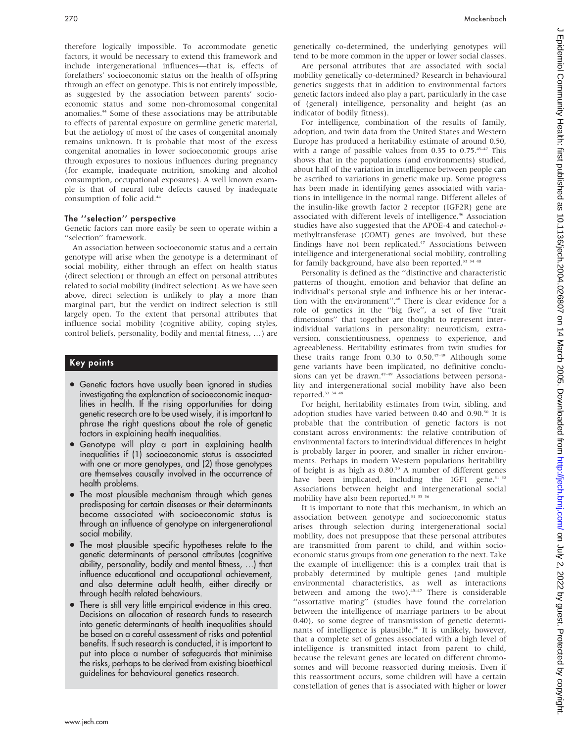therefore logically impossible. To accommodate genetic factors, it would be necessary to extend this framework and include intergenerational influences—that is, effects of forefathers' socioeconomic status on the health of offspring through an effect on genotype. This is not entirely impossible, as suggested by the association between parents' socioeconomic status and some non-chromosomal congenital anomalies.[44] Some of these associations may be attributable to effects of parental exposure on germline genetic material, but the aetiology of most of the cases of congenital anomaly remains unknown. It is probable that most of the excess congenital anomalies in lower socioeconomic groups arise through exposures to noxious influences during pregnancy (for example, inadequate nutrition, smoking and alcohol consumption, occupational exposures). A well known example is that of neural tube defects caused by inadequate consumption of folic acid.[44]

### The ''selection'' perspective

Genetic factors can more easily be seen to operate within a ''selection'' framework.

An association between socioeconomic status and a certain genotype will arise when the genotype is a determinant of social mobility, either through an effect on health status (direct selection) or through an effect on personal attributes related to social mobility (indirect selection). As we have seen above, direct selection is unlikely to play a more than marginal part, but the verdict on indirect selection is still largely open. To the extent that personal attributes that influence social mobility (cognitive ability, coping styles, control beliefs, personality, bodily and mental fitness, …) are genetically co-determined, the underlying genotypes will tend to be more common in the upper or lower social classes.

Are personal attributes that are associated with social mobility genetically co-determined? Research in behavioural genetics suggests that in addition to environmental factors genetic factors indeed also play a part, particularly in the case of (general) intelligence, personality and height (as an indicator of bodily fitness).

For intelligence, combination of the results of family, adoption, and twin data from the United States and Western Europe has produced a heritability estimate of around 0.50, with a range of possible values from 0.35 to 0.75.[45–47] This shows that in the populations (and environments) studied, about half of the variation in intelligence between people can be ascribed to variations in genetic make up. Some progress has been made in identifying genes associated with variations in intelligence in the normal range. Different alleles of the insulin-like growth factor 2 receptor (IGF2R) gene are associated with different levels of intelligence.[46] Association studies have also suggested that the APOE-4 and catechol-*o*-methyltransferase (COMT) genes are involved, but these findings have not been replicated.[47] Associations between intelligence and intergenerational social mobility, controlling for family background, have also been reported.[33 34 48]

Personality is defined as the ''distinctive and characteristic patterns of thought, emotion and behavior that define an individual's personal style and influence his or her interaction with the environment''.[48] There is clear evidence for a role of genetics in the ''big five'', a set of five ''trait dimensions'' that together are thought to represent interindividual variations in personality: neuroticism, extraversion, conscientiousness, openness to experience, and agreeableness. Heritability estimates from twin studies for these traits range from 0.30 to 0.50.[47–49] Although some gene variants have been implicated, no definitive conclusions can yet be drawn.[47–49] Associations between personality and intergenerational social mobility have also been reported.[33 34 48]

For height, heritability estimates from twin, sibling, and adoption studies have varied between 0.40 and 0.90.[50] It is probable that the contribution of genetic factors is not constant across environments: the relative contribution of environmental factors to interindividual differences in height is probably larger in poorer, and smaller in richer environments. Perhaps in modern Western populations heritability of height is as high as 0.80.[50] A number of different genes have been implicated, including the IGF1 gene.[51 52] Associations between height and intergenerational social mobility have also been reported.[31 35 36]

It is important to note that this mechanism, in which an association between genotype and socioeconomic status arises through selection during intergenerational social mobility, does not presuppose that these personal attributes are transmitted from parent to child, and within socioeconomic status groups from one generation to the next. Take the example of intelligence: this is a complex trait that is probably determined by multiple genes (and multiple environmental characteristics, as well as interactions between and among the two).[45–47] There is considerable ''assortative mating'' (studies have found the correlation between the intelligence of marriage partners to be about 0.40), so some degree of transmission of genetic determinants of intelligence is plausible.[46] It is unlikely, however, that a complete set of genes associated with a high level of intelligence is transmitted intact from parent to child, because the relevant genes are located on different chromosomes and will become reassorted during meiosis. Even if this reassortment occurs, some children will have a certain constellation of genes that is associated with higher or lower

## Key points

- Genetic factors have usually been ignored in studies investigating the explanation of socioeconomic inequalities in health. If the rising opportunities for doing genetic research are to be used wisely, it is important to phrase the right questions about the role of genetic factors in explaining health inequalities.
- Genotype will play a part in explaining health inequalities if (1) socioeconomic status is associated with one or more genotypes, and (2) those genotypes are themselves causally involved in the occurrence of health problems.
- The most plausible mechanism through which genes predisposing for certain diseases or their determinants become associated with socioeconomic status is through an influence of genotype on intergenerational social mobility.
- The most plausible specific hypotheses relate to the genetic determinants of personal attributes (cognitive ability, personality, bodily and mental fitness, …) that influence educational and occupational achievement, and also determine adult health, either directly or through health related behaviours.
- There is still very little empirical evidence in this area. Decisions on allocation of research funds to research into genetic determinants of health inequalities should be based on a careful assessment of risks and potential benefits. If such research is conducted, it is important to put into place a number of safeguards that minimise the risks, perhaps to be derived from existing bioethical guidelines for behavioural genetics research.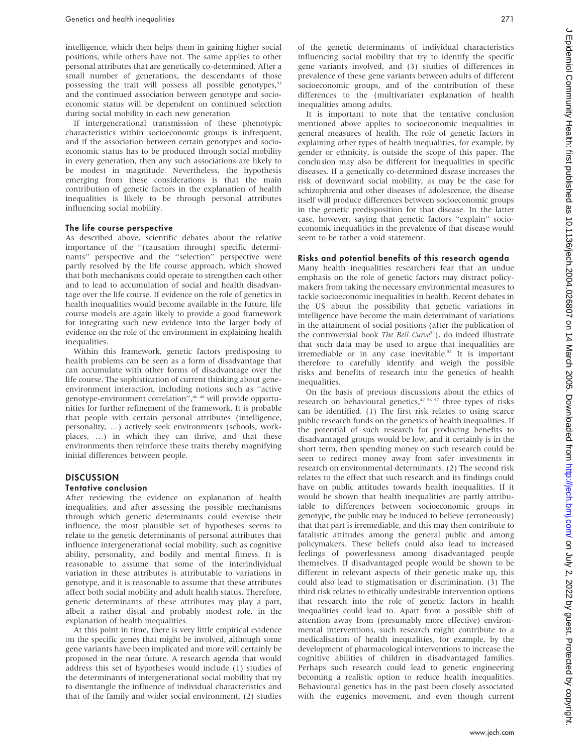intelligence, which then helps them in gaining higher social positions, while others have not. The same applies to other personal attributes that are genetically co-determined. After a small number of generations, the descendants of those possessing the trait will possess all possible genotypes,[53] and the continued association between genotype and socioeconomic status will be dependent on continued selection during social mobility in each new generation

If intergenerational transmission of these phenotypic characteristics within socioeconomic groups is infrequent, and if the association between certain genotypes and socioeconomic status has to be produced through social mobility in every generation, then any such associations are likely to be modest in magnitude. Nevertheless, the hypothesis emerging from these considerations is that the main contribution of genetic factors in the explanation of health inequalities is likely to be through personal attributes influencing social mobility.

### The life course perspective

As described above, scientific debates about the relative importance of the ''(causation through) specific determinants'' perspective and the ''selection'' perspective were partly resolved by the life course approach, which showed that both mechanisms could operate to strengthen each other and to lead to accumulation of social and health disadvantage over the life course. If evidence on the role of genetics in health inequalities would become available in the future, life course models are again likely to provide a good framework for integrating such new evidence into the larger body of evidence on the role of the environment in explaining health inequalities.

Within this framework, genetic factors predisposing to health problems can be seen as a form of disadvantage that can accumulate with other forms of disadvantage over the life course. The sophistication of current thinking about gene-environment interaction, including notions such as ''active genotype-environment correlation'',[46 48] will provide opportunities for further refinement of the framework. It is probable that people with certain personal attributes (intelligence, personality, …) actively seek environments (schools, workplaces, …) in which they can thrive, and that these environments then reinforce these traits thereby magnifying initial differences between people.

## DISCUSSION

### Tentative conclusion

After reviewing the evidence on explanation of health inequalities, and after assessing the possible mechanisms through which genetic determinants could exercise their influence, the most plausible set of hypotheses seems to relate to the genetic determinants of personal attributes that influence intergenerational social mobility, such as cognitive ability, personality, and bodily and mental fitness. It is reasonable to assume that some of the interindividual variation in these attributes is attributable to variations in genotype, and it is reasonable to assume that these attributes affect both social mobility and adult health status. Therefore, genetic determinants of these attributes may play a part, albeit a rather distal and probably modest role, in the explanation of health inequalities.

At this point in time, there is very little empirical evidence on the specific genes that might be involved, although some gene variants have been implicated and more will certainly be proposed in the near future. A research agenda that would address this set of hypotheses would include (1) studies of the determinants of intergenerational social mobility that try to disentangle the influence of individual characteristics and that of the family and wider social environment, (2) studies of the genetic determinants of individual characteristics influencing social mobility that try to identify the specific gene variants involved, and (3) studies of differences in prevalence of these gene variants between adults of different socioeconomic groups, and of the contribution of these differences to the (multivariate) explanation of health inequalities among adults.

It is important to note that the tentative conclusion mentioned above applies to socioeconomic inequalities in general measures of health. The role of genetic factors in explaining other types of health inequalities, for example, by gender or ethnicity, is outside the scope of this paper. The conclusion may also be different for inequalities in specific diseases. If a genetically co-determined disease increases the risk of downward social mobility, as may be the case for schizophrenia and other diseases of adolescence, the disease itself will produce differences between socioeconomic groups in the genetic predisposition for that disease. In the latter case, however, saying that genetic factors ''explain'' socioeconomic inequalities in the prevalence of that disease would seem to be rather a void statement.

### Risks and potential benefits of this research agenda

Many health inequalities researchers fear that an undue emphasis on the role of genetic factors may distract policymakers from taking the necessary environmental measures to tackle socioeconomic inequalities in health. Recent debates in the US about the possibility that genetic variations in intelligence have become the main determinant of variations in the attainment of social positions (after the publication of the controversial book *The Bell Curve*[54]), do indeed illustrate that such data may be used to argue that inequalities are irremediable or in any case inevitable.[55] It is important therefore to carefully identify and weigh the possible risks and benefits of research into the genetics of health inequalities.

On the basis of previous discussions about the ethics of research on behavioural genetics,[47 56 57] three types of risks can be identified. (1) The first risk relates to using scarce public research funds on the genetics of health inequalities. If the potential of such research for producing benefits to disadvantaged groups would be low, and it certainly is in the short term, then spending money on such research could be seen to redirect money away from safer investments in research on environmental determinants. (2) The second risk relates to the effect that such research and its findings could have on public attitudes towards health inequalities. If it would be shown that health inequalities are partly attributable to differences between socioeconomic groups in genotype, the public may be induced to believe (erroneously) that that part is irremediable, and this may then contribute to fatalistic attitudes among the general public and among policymakers. These beliefs could also lead to increased feelings of powerlessness among disadvantaged people themselves. If disadvantaged people would be shown to be different in relevant aspects of their genetic make up, this could also lead to stigmatisation or discrimination. (3) The third risk relates to ethically undesirable intervention options that research into the role of genetic factors in health inequalities could lead to. Apart from a possible shift of attention away from (presumably more effective) environmental interventions, such research might contribute to a medicalisation of health inequalities, for example, by the development of pharmacological interventions to increase the cognitive abilities of children in disadvantaged families. Perhaps such research could lead to genetic engineering becoming a realistic option to reduce health inequalities. Behavioural genetics has in the past been closely associated with the eugenics movement, and even though current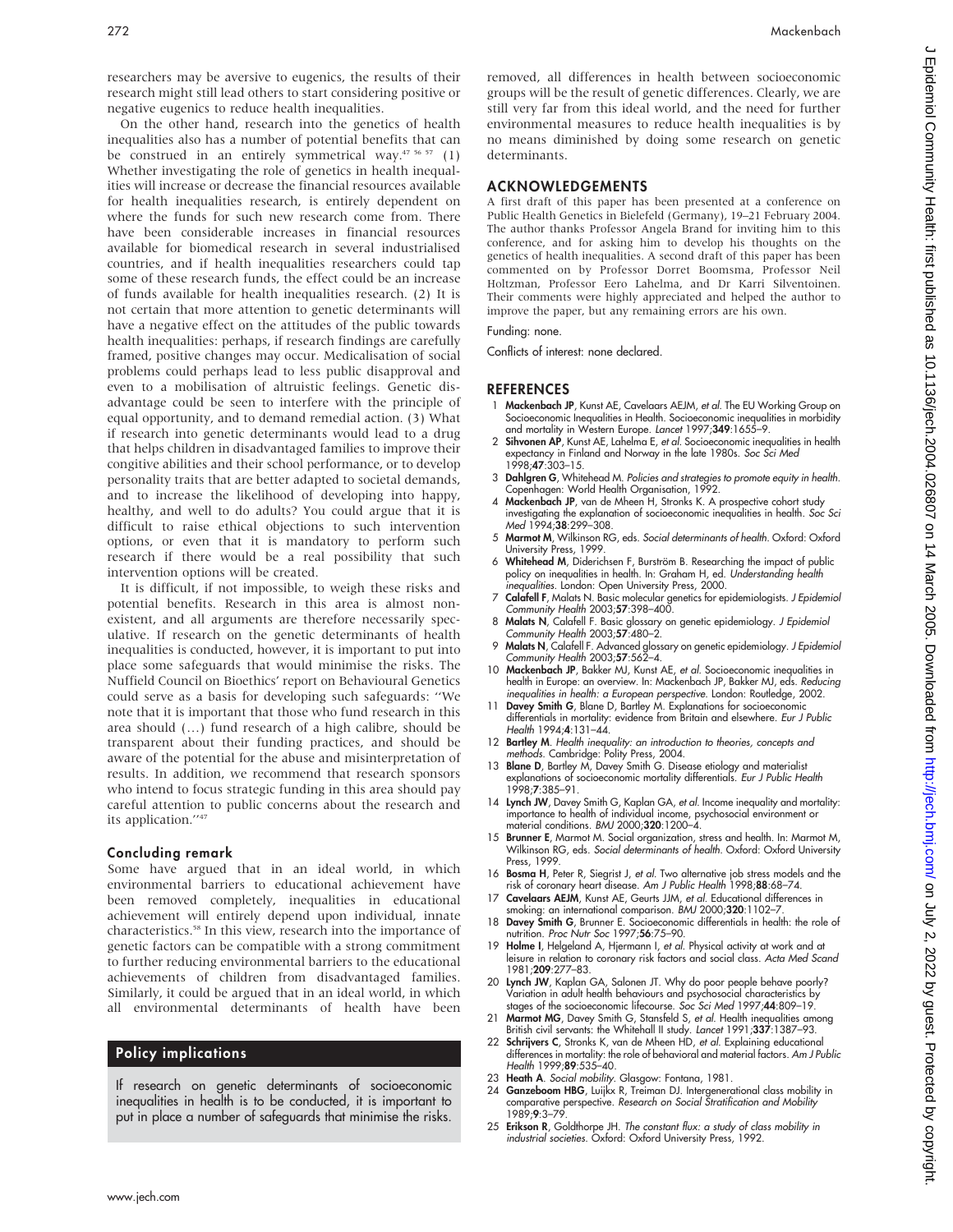researchers may be aversive to eugenics, the results of their research might still lead others to start considering positive or negative eugenics to reduce health inequalities.

On the other hand, research into the genetics of health inequalities also has a number of potential benefits that can be construed in an entirely symmetrical way.[47 56 57] (1) Whether investigating the role of genetics in health inequalities will increase or decrease the financial resources available for health inequalities research, is entirely dependent on where the funds for such new research come from. There have been considerable increases in financial resources available for biomedical research in several industrialised countries, and if health inequalities researchers could tap some of these research funds, the effect could be an increase of funds available for health inequalities research. (2) It is not certain that more attention to genetic determinants will have a negative effect on the attitudes of the public towards health inequalities: perhaps, if research findings are carefully framed, positive changes may occur. Medicalisation of social problems could perhaps lead to less public disapproval and even to a mobilisation of altruistic feelings. Genetic disadvantage could be seen to interfere with the principle of equal opportunity, and to demand remedial action. (3) What if research into genetic determinants would lead to a drug that helps children in disadvantaged families to improve their congitive abilities and their school performance, or to develop personality traits that are better adapted to societal demands, and to increase the likelihood of developing into happy, healthy, and well to do adults? You could argue that it is difficult to raise ethical objections to such intervention options, or even that it is mandatory to perform such research if there would be a real possibility that such intervention options will be created.

It is difficult, if not impossible, to weigh these risks and potential benefits. Research in this area is almost nonexistent, and all arguments are therefore necessarily speculative. If research on the genetic determinants of health inequalities is conducted, however, it is important to put into place some safeguards that would minimise the risks. The Nuffield Council on Bioethics' report on Behavioural Genetics could serve as a basis for developing such safeguards: "We note that it is important that those who fund research in this area should (…) fund research of a high calibre, should be transparent about their funding practices, and should be aware of the potential for the abuse and misinterpretation of results. In addition, we recommend that research sponsors who intend to focus strategic funding in this area should pay careful attention to public concerns about the research and its application."[47]

### Concluding remark

Some have argued that in an ideal world, in which environmental barriers to educational achievement have been removed completely, inequalities in educational achievement will entirely depend upon individual, innate characteristics.[58] In this view, research into the importance of genetic factors can be compatible with a strong commitment to further reducing environmental barriers to the educational achievements of children from disadvantaged families. Similarly, it could be argued that in an ideal world, in which all environmental determinants of health have been removed, all differences in health between socioeconomic groups will be the result of genetic differences. Clearly, we are still very far from this ideal world, and the need for further environmental measures to reduce health inequalities is by no means diminished by doing some research on genetic determinants.

### Policy implications

If research on genetic determinants of socioeconomic inequalities in health is to be conducted, it is important to put in place a number of safeguards that minimise the risks.

## ACKNOWLEDGEMENTS

A first draft of this paper has been presented at a conference on Public Health Genetics in Bielefeld (Germany), 19–21 February 2004. The author thanks Professor Angela Brand for inviting him to this conference, and for asking him to develop his thoughts on the genetics of health inequalities. A second draft of this paper has been commented on by Professor Dorret Boomsma, Professor Neil Holtzman, Professor Eero Lahelma, and Dr Karri Silventoinen. Their comments were highly appreciated and helped the author to improve the paper, but any remaining errors are his own.

Funding: none.

Conflicts of interest: none declared.

## REFERENCES

1. **Mackenbach JP**, Kunst AE, Cavelaars AEJM, *et al*. The EU Working Group on Socioeconomic Inequalities in Health. Socioeconomic inequalities in morbidity and mortality in Western Europe. *Lancet* 1997;**349**:1655–9.
2. **Sihvonen AP**, Kunst AE, Lahelma E, *et al*. Socioeconomic inequalities in health expectancy in Finland and Norway in the late 1980s. *Soc Sci Med* 1998;**47**:303–15.
3. **Dahlgren G**, Whitehead M. *Policies and strategies to promote equity in health*. Copenhagen: World Health Organisation, 1992.
4. **Mackenbach JP**, van de Mheen H, Stronks K. A prospective cohort study investigating the explanation of socioeconomic inequalities in health. *Soc Sci Med* 1994;**38**:299–308.
5. **Marmot M**, Wilkinson RG, eds. *Social determinants of health*. Oxford: Oxford University Press, 1999.
6. **Whitehead M**, Diderichsen F, Burström B. Researching the impact of public policy on inequalities in health. In: Graham H, ed. *Understanding health inequalities*. London: Open University Press, 2000.
7. **Calafell F**, Malats N. Basic molecular genetics for epidemiologists. *J Epidemiol Community Health* 2003;**57**:398–400.
8. **Malats N**, Calafell F. Basic glossary on genetic epidemiology. *J Epidemiol Community Health* 2003;**57**:480–2.
9. **Malats N**, Calafell F. Advanced glossary on genetic epidemiology. *J Epidemiol Community Health* 2003;**57**:562–4.
10. **Mackenbach JP**, Bakker MJ, Kunst AE, *et al*. Socioeconomic inequalities in health in Europe: an overview. In: Mackenbach JP, Bakker MJ, eds. *Reducing inequalities in health: a European perspective*. London: Routledge, 2002.
11. **Davey Smith G**, Blane D, Bartley M. Explanations for socioeconomic differentials in mortality: evidence from Britain and elsewhere. *Eur J Public Health* 1994;**4**:131–44.
12. **Bartley M**. *Health inequality: an introduction to theories, concepts and methods*. Cambridge: Polity Press, 2004.
13. **Blane D**, Bartley M, Davey Smith G. Disease etiology and materialist explanations of socioeconomic mortality differentials. *Eur J Public Health* 1998;**7**:385–91.
14. **Lynch JW**, Davey Smith G, Kaplan GA, *et al*. Income inequality and mortality: importance to health of individual income, psychosocial environment or material conditions. *BMJ* 2000;**320**:1200–4.
15. **Brunner E**, Marmot M. Social organization, stress and health. In: Marmot M, Wilkinson RG, eds. *Social determinants of health*. Oxford: Oxford University Press, 1999.
16. **Bosma H**, Peter R, Siegrist J, *et al*. Two alternative job stress models and the risk of coronary heart disease. *Am J Public Health* 1998;**88**:68–74.
17. **Cavelaars AEJM**, Kunst AE, Geurts JJM, *et al*. Educational differences in smoking: an international comparison. *BMJ* 2000;**320**:1102–7.
18. **Davey Smith G**, Brunner E. Socioeconomic differentials in health: the role of nutrition. *Proc Nutr Soc* 1997;**56**:75–90.
19. **Holme I**, Helgeland A, Hjermann I, *et al*. Physical activity at work and at leisure in relation to coronary risk factors and social class. *Acta Med Scand* 1981;**209**:277–83.
20. **Lynch JW**, Kaplan GA, Salonen JT. Why do poor people behave poorly? Variation in adult health behaviours and psychosocial characteristics by stages of the socioeconomic lifecourse. *Soc Sci Med* 1997;**44**:809–19.
21. **Marmot MG**, Davey Smith G, Stansfeld S, *et al*. Health inequalities among British civil servants: the Whitehall II study. *Lancet* 1991;**337**:1387–93.
22. **Schrijvers C**, Stronks K, van de Mheen HD, *et al*. Explaining educational differences in mortality: the role of behavioral and material factors. *Am J Public Health* 1999;**89**:535–40.
23. **Heath A**. *Social mobility*. Glasgow: Fontana, 1981.
24. **Ganzeboom HBG**, Luijkx R, Treiman DJ. Intergenerational class mobility in comparative perspective. *Research on Social Stratification and Mobility* 1989;**9**:3–79.
25. **Erikson R**, Goldthorpe JH. *The constant flux: a study of class mobility in industrial societies*. Oxford: Oxford University Press, 1992.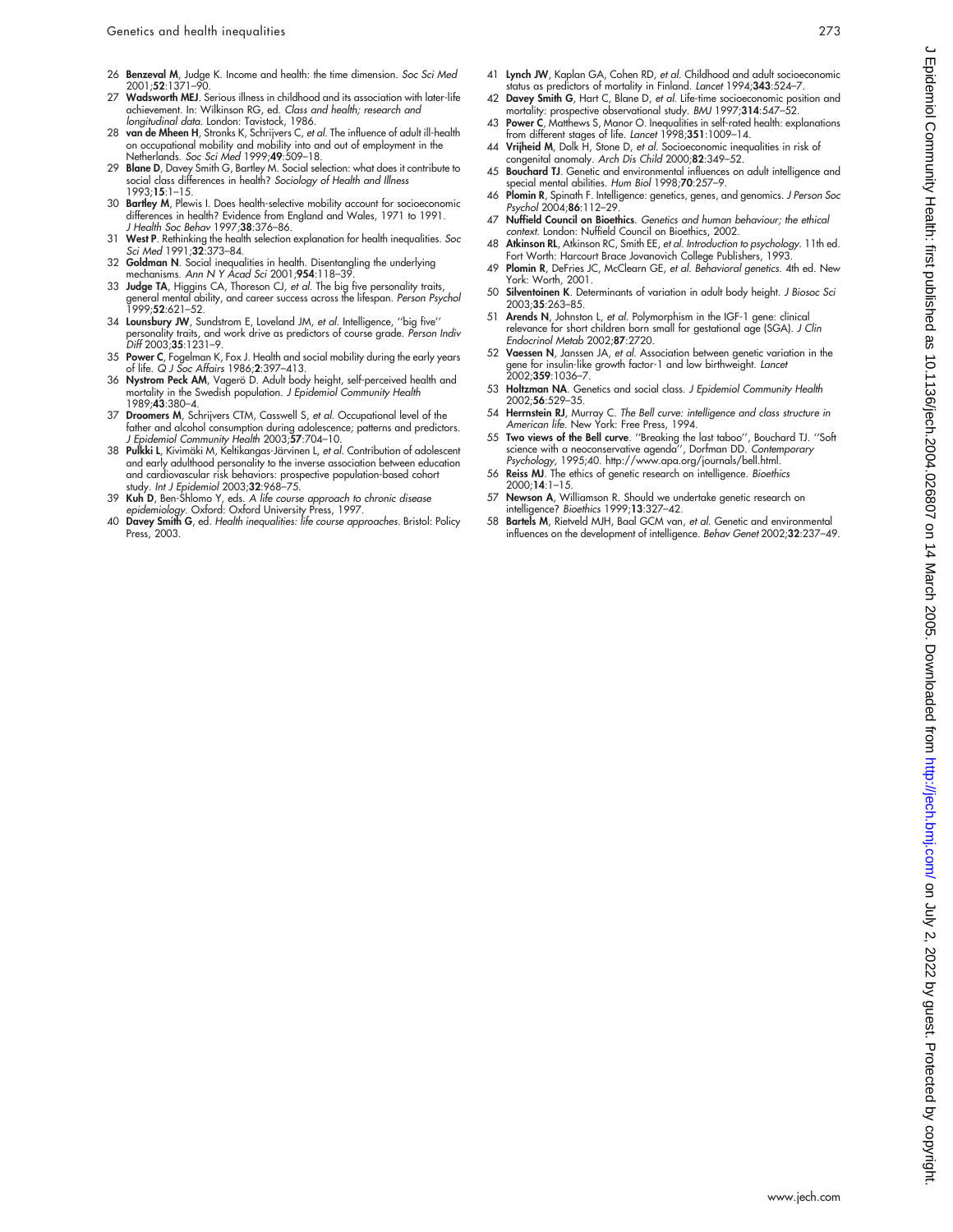26 **Benzeval M**, Judge K. Income and health: the time dimension. *Soc Sci Med* 2001;**52**:1371–90.

27 **Wadsworth MEJ**. Serious illness in childhood and its association with later-life achievement. In: Wilkinson RG, ed. *Class and health; research and longitudinal data*. London: Tavistock, 1986.

28 **van de Mheen H**, Stronks K, Schrijvers C, *et al*. The influence of adult ill-health on occupational mobility and mobility into and out of employment in the Netherlands. *Soc Sci Med* 1999;**49**:509–18.

29 **Blane D**, Davey Smith G, Bartley M. Social selection: what does it contribute to social class differences in health? *Sociology of Health and Illness* 1993;**15**:1–15.

30 **Bartley M**, Plewis I. Does health-selective mobility account for socioeconomic differences in health? Evidence from England and Wales, 1971 to 1991. *J Health Soc Behav* 1997;**38**:376–86.

31 **West P**. Rethinking the health selection explanation for health inequalities. *Soc Sci Med* 1991;**32**:373–84.

32 **Goldman N**. Social inequalities in health. Disentangling the underlying mechanisms. *Ann N Y Acad Sci* 2001;**954**:118–39.

33 **Judge TA**, Higgins CA, Thoreson CJ, *et al*. The big five personality traits, general mental ability, and career success across the lifespan. *Person Psychol* 1999;**52**:621–52.

34 **Lounsbury JW**, Sundstrom E, Loveland JM, *et al*. Intelligence, ''big five'' personality traits, and work drive as predictors of course grade. *Person Indiv Diff* 2003;**35**:1231–9.

35 **Power C**, Fogelman K, Fox J. Health and social mobility during the early years of life. *Q J Soc Affairs* 1986;**2**:397–413.

36 **Nystrom Peck AM**, Vagerö D. Adult body height, self-perceived health and mortality in the Swedish population. *J Epidemiol Community Health* 1989;**43**:380–4.

37 **Droomers M**, Schrijvers CTM, Casswell S, *et al*. Occupational level of the father and alcohol consumption during adolescence; patterns and predictors. *J Epidemiol Community Health* 2003;**57**:704–10.

38 **Pulkki L**, Kivimäki M, Keltikangas-Järvinen L, *et al*. Contribution of adolescent and early adulthood personality to the inverse association between education and cardiovascular risk behaviors: prospective population-based cohort study. *Int J Epidemiol* 2003;**32**:968–75.

39 **Kuh D**, Ben-Shlomo Y, eds. *A life course approach to chronic disease epidemiology*. Oxford: Oxford University Press, 1997.

40 **Davey Smith G**, ed. *Health inequalities: life course approaches*. Bristol: Policy Press, 2003.

41 **Lynch JW**, Kaplan GA, Cohen RD, *et al*. Childhood and adult socioeconomic status as predictors of mortality in Finland. *Lancet* 1994;**343**:524–7.

42 **Davey Smith G**, Hart C, Blane D, *et al*. Life-time socioeconomic position and mortality: prospective observational study. *BMJ* 1997;**314**:547–52.

43 **Power C**, Matthews S, Manor O. Inequalities in self-rated health: explanations from different stages of life. *Lancet* 1998;**351**:1009–14.

44 **Vrijheid M**, Dolk H, Stone D, *et al*. Socioeconomic inequalities in risk of congenital anomaly. *Arch Dis Child* 2000;**82**:349–52.

45 **Bouchard TJ**. Genetic and environmental influences on adult intelligence and special mental abilities. *Hum Biol* 1998;**70**:257–9.

46 **Plomin R**, Spinath F. Intelligence: genetics, genes, and genomics. *J Person Soc Psychol* 2004;**86**:112–29.

47 **Nuffield Council on Bioethics**. *Genetics and human behaviour; the ethical context*. London: Nuffield Council on Bioethics, 2002.

48 **Atkinson RL**, Atkinson RC, Smith EE, *et al*. *Introduction to psychology*. 11th ed. Fort Worth: Harcourt Brace Jovanovich College Publishers, 1993.

49 **Plomin R**, DeFries JC, McClearn GE, *et al*. *Behavioral genetics*. 4th ed. New York: Worth, 2001.

50 **Silventoinen K**. Determinants of variation in adult body height. *J Biosoc Sci* 2003;**35**:263–85.

51 **Arends N**, Johnston L, *et al*. Polymorphism in the IGF-1 gene: clinical relevance for short children born small for gestational age (SGA). *J Clin Endocrinol Metab* 2002;**87**:2720.

52 **Vaessen N**, Janssen JA, *et al*. Association between genetic variation in the gene for insulin-like growth factor-1 and low birthweight. *Lancet* 2002;**359**:1036–7.

53 **Holtzman NA**. Genetics and social class. *J Epidemiol Community Health* 2002;**56**:529–35.

54 **Herrnstein RJ**, Murray C. *The Bell curve: intelligence and class structure in American life*. New York: Free Press, 1994.

55 **Two views of the Bell curve**. ''Breaking the last taboo'', Bouchard TJ. ''Soft science with a neoconservative agenda'', Dorfman DD. *Contemporary Psychology*, 1995;40. http://www.apa.org/journals/bell.html.

56 **Reiss MJ**. The ethics of genetic research on intelligence. *Bioethics* 2000;**14**:1–15.

57 **Newson A**, Williamson R. Should we undertake genetic research on intelligence? *Bioethics* 1999;**13**:327–42.

58 **Bartels M**, Rietveld MJH, Baal GCM van, *et al*. Genetic and environmental influences on the development of intelligence. *Behav Genet* 2002;**32**:237–49.